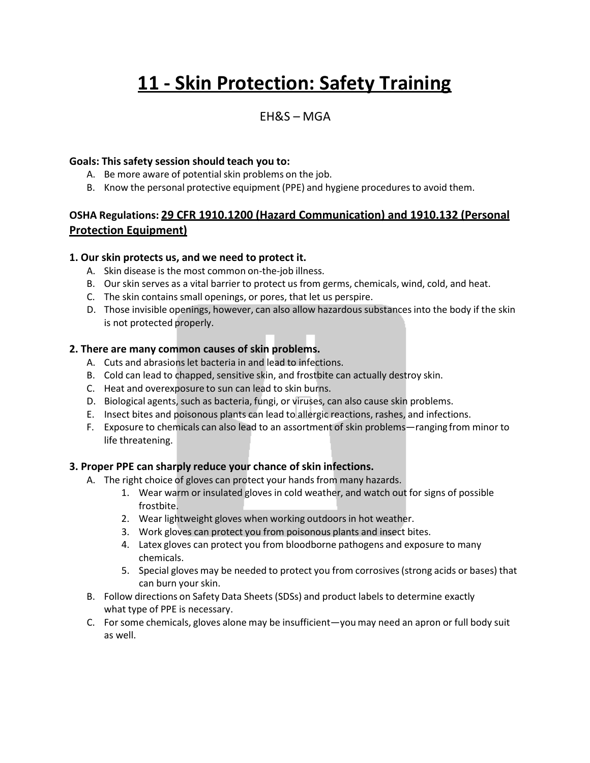# 11 - Skin Protection: Safety Training

EH&S – MGA

**Goals: This safety session should teach you to:**

A. Be more aware of potential skin problems on the job.
B. Know the personal protective equipment (PPE) and hygiene procedures to avoid them.

### OSHA Regulations: 29 CFR 1910.1200 (Hazard Communication) and 1910.132 (Personal Protection Equipment)

### 1. Our skin protects us, and we need to protect it.

A. Skin disease is the most common on-the-job illness.
B. Our skin serves as a vital barrier to protect us from germs, chemicals, wind, cold, and heat.
C. The skin contains small openings, or pores, that let us perspire.
D. Those invisible openings, however, can also allow hazardous substances into the body if the skin is not protected properly.

### 2. There are many common causes of skin problems.

A. Cuts and abrasions let bacteria in and lead to infections.
B. Cold can lead to chapped, sensitive skin, and frostbite can actually destroy skin.
C. Heat and overexposure to sun can lead to skin burns.
D. Biological agents, such as bacteria, fungi, or viruses, can also cause skin problems.
E. Insect bites and poisonous plants can lead to allergic reactions, rashes, and infections.
F. Exposure to chemicals can also lead to an assortment of skin problems—ranging from minor to life threatening.

### 3. Proper PPE can sharply reduce your chance of skin infections.

A. The right choice of gloves can protect your hands from many hazards.
   1. Wear warm or insulated gloves in cold weather, and watch out for signs of possible frostbite.
   2. Wear lightweight gloves when working outdoors in hot weather.
   3. Work gloves can protect you from poisonous plants and insect bites.
   4. Latex gloves can protect you from bloodborne pathogens and exposure to many chemicals.
   5. Special gloves may be needed to protect you from corrosives (strong acids or bases) that can burn your skin.

B. Follow directions on Safety Data Sheets (SDSs) and product labels to determine exactly what type of PPE is necessary.
C. For some chemicals, gloves alone may be insufficient—you may need an apron or full body suit as well.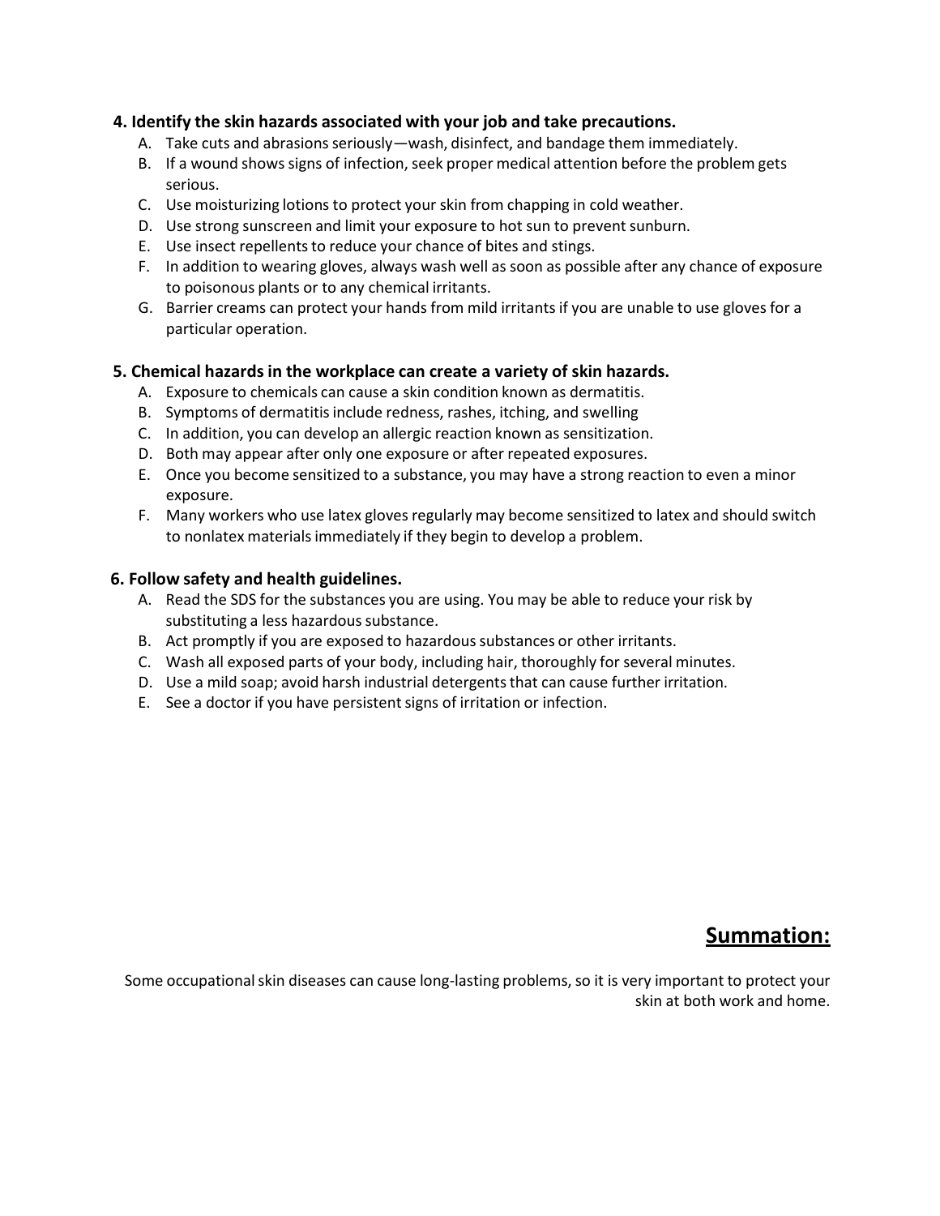**4. Identify the skin hazards associated with your job and take precautions.**

A. Take cuts and abrasions seriously—wash, disinfect, and bandage them immediately.
B. If a wound shows signs of infection, seek proper medical attention before the problem gets serious.
C. Use moisturizing lotions to protect your skin from chapping in cold weather.
D. Use strong sunscreen and limit your exposure to hot sun to prevent sunburn.
E. Use insect repellents to reduce your chance of bites and stings.
F. In addition to wearing gloves, always wash well as soon as possible after any chance of exposure to poisonous plants or to any chemical irritants.
G. Barrier creams can protect your hands from mild irritants if you are unable to use gloves for a particular operation.

**5. Chemical hazards in the workplace can create a variety of skin hazards.**

A. Exposure to chemicals can cause a skin condition known as dermatitis.
B. Symptoms of dermatitis include redness, rashes, itching, and swelling
C. In addition, you can develop an allergic reaction known as sensitization.
D. Both may appear after only one exposure or after repeated exposures.
E. Once you become sensitized to a substance, you may have a strong reaction to even a minor exposure.
F. Many workers who use latex gloves regularly may become sensitized to latex and should switch to nonlatex materials immediately if they begin to develop a problem.

**6. Follow safety and health guidelines.**

A. Read the SDS for the substances you are using. You may be able to reduce your risk by substituting a less hazardous substance.
B. Act promptly if you are exposed to hazardous substances or other irritants.
C. Wash all exposed parts of your body, including hair, thoroughly for several minutes.
D. Use a mild soap; avoid harsh industrial detergents that can cause further irritation.
E. See a doctor if you have persistent signs of irritation or infection.

## Summation:

Some occupational skin diseases can cause long-lasting problems, so it is very important to protect your skin at both work and home.